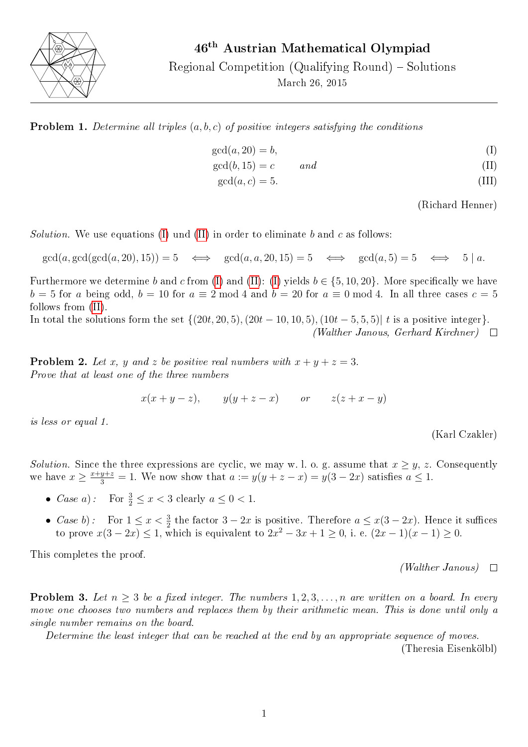# 46th Austrian Mathematical Olympiad

Regional Competition (Qualifying Round) – Solutions

March 26, 2015

**Problem 1.** *Determine all triples $(a, b, c)$ of positive integers satisfying the conditions*

$$\gcd(a, 20) = b, \tag{I}$$
$$\gcd(b, 15) = c \quad \text{and} \tag{II}$$
$$\gcd(a, c) = 5. \tag{III}$$

(Richard Henner)

*Solution.* We use equations (I) und (II) in order to eliminate $b$ and $c$ as follows:

$$\gcd(a, \gcd(\gcd(a, 20), 15)) = 5 \iff \gcd(a, a, 20, 15) = 5 \iff \gcd(a, 5) = 5 \iff 5 \mid a.$$

Furthermore we determine $b$ and $c$ from (I) and (II): (I) yields $b \in \{5, 10, 20\}$. More specifically we have $b = 5$ for $a$ being odd, $b = 10$ for $a \equiv 2 \bmod 4$ and $b = 20$ for $a \equiv 0 \bmod 4$. In all three cases $c = 5$ follows from (II).

In total the solutions form the set $\{(20t, 20, 5), (20t - 10, 10, 5), (10t - 5, 5, 5) \mid t \text{ is a positive integer}\}$.

*(Walther Janous, Gerhard Kirchner)* □

**Problem 2.** *Let $x$, $y$ and $z$ be positive real numbers with $x + y + z = 3$.*
*Prove that at least one of the three numbers*

$$x(x + y - z), \qquad y(y + z - x) \qquad or \qquad z(z + x - y)$$

*is less or equal 1.*

(Karl Czakler)

*Solution.* Since the three expressions are cyclic, we may w. l. o. g. assume that $x \geq y, z$. Consequently we have $x \geq \frac{x+y+z}{3} = 1$. We now show that $a := y(y + z - x) = y(3 - 2x)$ satisfies $a \leq 1$.

- *Case a) :* For $\frac{3}{2} \leq x < 3$ clearly $a \leq 0 < 1$.
- *Case b) :* For $1 \leq x < \frac{3}{2}$ the factor $3 - 2x$ is positive. Therefore $a \leq x(3 - 2x)$. Hence it suffices to prove $x(3 - 2x) \leq 1$, which is equivalent to $2x^2 - 3x + 1 \geq 0$, i. e. $(2x - 1)(x - 1) \geq 0$.

This completes the proof.

*(Walther Janous)* □

**Problem 3.** *Let $n \geq 3$ be a fixed integer. The numbers $1, 2, 3, \ldots, n$ are written on a board. In every move one chooses two numbers and replaces them by their arithmetic mean. This is done until only a single number remains on the board.*

*Determine the least integer that can be reached at the end by an appropriate sequence of moves.*

(Theresia Eisenkölbl)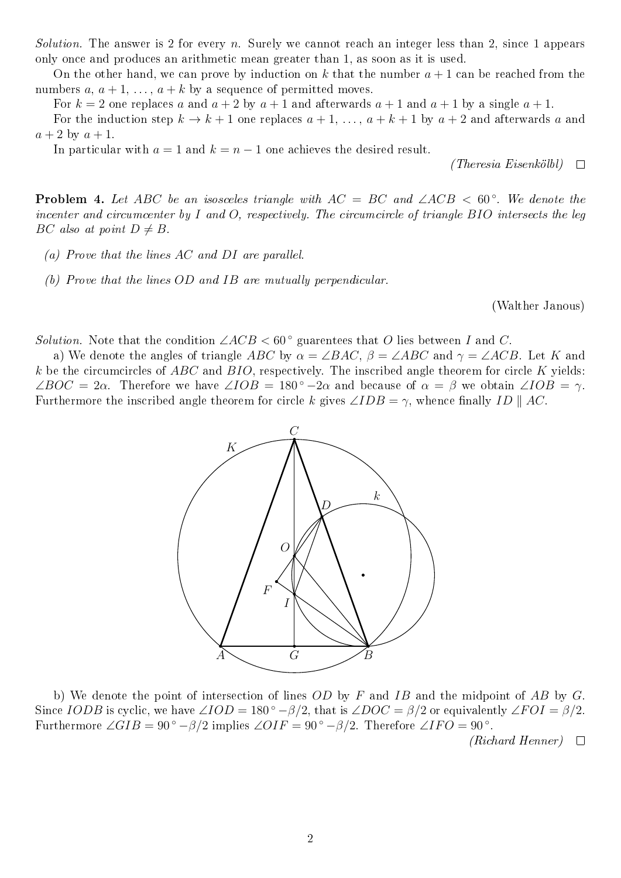*Solution.* The answer is 2 for every $n$. Surely we cannot reach an integer less than 2, since 1 appears only once and produces an arithmetic mean greater than 1, as soon as it is used.

On the other hand, we can prove by induction on $k$ that the number $a+1$ can be reached from the numbers $a$, $a+1$, …, $a+k$ by a sequence of permitted moves.

For $k=2$ one replaces $a$ and $a+2$ by $a+1$ and afterwards $a+1$ and $a+1$ by a single $a+1$.

For the induction step $k \to k+1$ one replaces $a+1$, …, $a+k+1$ by $a+2$ and afterwards $a$ and $a+2$ by $a+1$.

In particular with $a=1$ and $k=n-1$ one achieves the desired result.

*(Theresia Eisenkölbl)* □

**Problem 4.** *Let $ABC$ be an isosceles triangle with $AC = BC$ and $\angle ACB < 60°$. We denote the incenter and circumcenter by $I$ and $O$, respectively. The circumcircle of triangle $BIO$ intersects the leg $BC$ also at point $D \neq B$.*

*(a) Prove that the lines $AC$ and $DI$ are parallel.*

*(b) Prove that the lines $OD$ and $IB$ are mutually perpendicular.*

(Walther Janous)

*Solution.* Note that the condition $\angle ACB < 60°$ guarentees that $O$ lies between $I$ and $C$.

a) We denote the angles of triangle $ABC$ by $\alpha = \angle BAC$, $\beta = \angle ABC$ and $\gamma = \angle ACB$. Let $K$ and $k$ be the circumcircles of $ABC$ and $BIO$, respectively. The inscribed angle theorem for circle $K$ yields: $\angle BOC = 2\alpha$. Therefore we have $\angle IOB = 180° - 2\alpha$ and because of $\alpha = \beta$ we obtain $\angle IOB = \gamma$. Furthermore the inscribed angle theorem for circle $k$ gives $\angle IDB = \gamma$, whence finally $ID \parallel AC$.

C
K
D
k
O
F
I
A
G
B

b) We denote the point of intersection of lines $OD$ by $F$ and $IB$ and the midpoint of $AB$ by $G$. Since $IODB$ is cyclic, we have $\angle IOD = 180° - \beta/2$, that is $\angle DOC = \beta/2$ or equivalently $\angle FOI = \beta/2$. Furthermore $\angle GIB = 90° - \beta/2$ implies $\angle OIF = 90° - \beta/2$. Therefore $\angle IFO = 90°$.

*(Richard Henner)* □